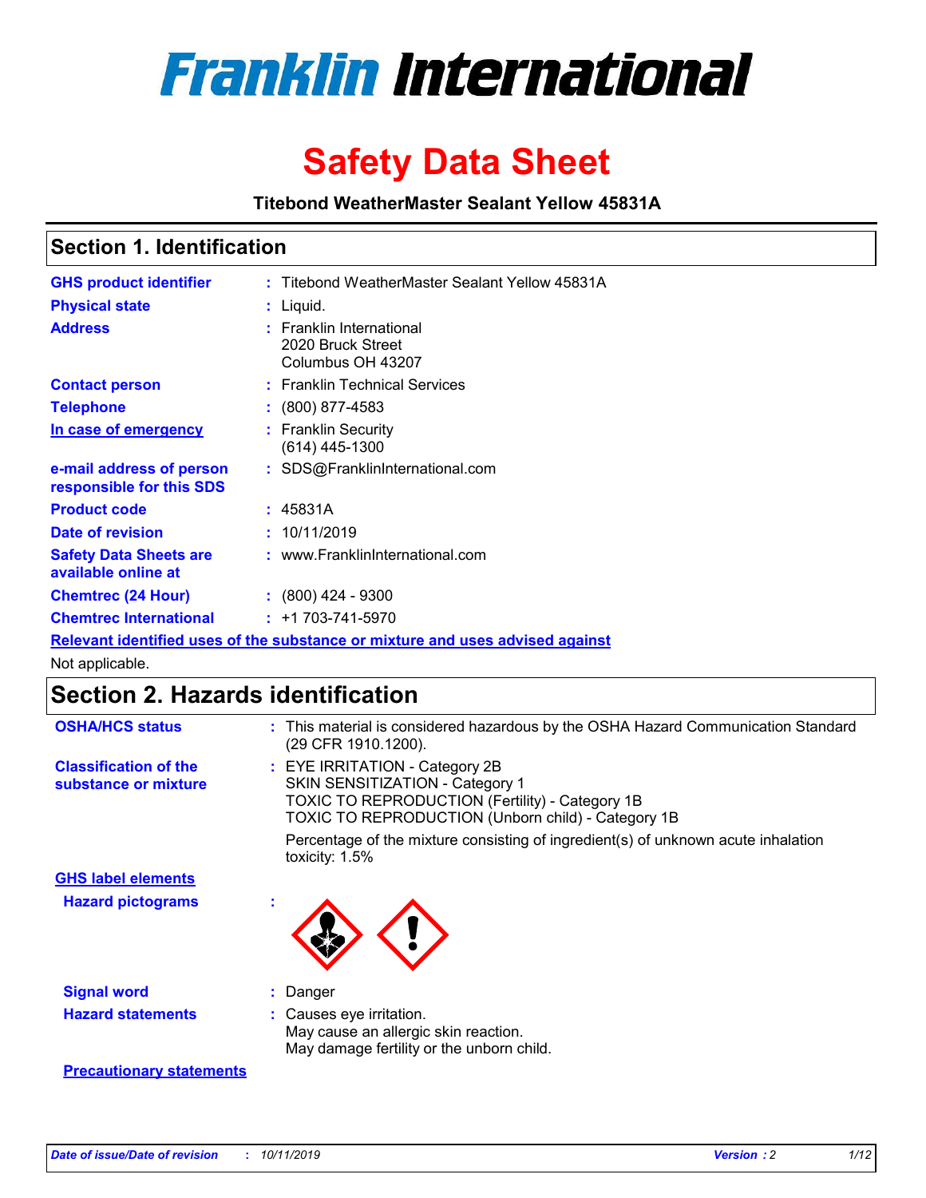# Franklin International

# Safety Data Sheet

**Titebond WeatherMaster Sealant Yellow 45831A**

## Section 1. Identification

| | |
|---|---|
| **GHS product identifier** | : Titebond WeatherMaster Sealant Yellow 45831A |
| **Physical state** | : Liquid. |
| **Address** | : Franklin International<br>2020 Bruck Street<br>Columbus OH 43207 |
| **Contact person** | : Franklin Technical Services |
| **Telephone** | : (800) 877-4583 |
| **In case of emergency** | : Franklin Security<br>(614) 445-1300 |
| **e-mail address of person responsible for this SDS** | : SDS@FranklinInternational.com |
| **Product code** | : 45831A |
| **Date of revision** | : 10/11/2019 |
| **Safety Data Sheets are available online at** | : www.FranklinInternational.com |
| **Chemtrec (24 Hour)** | : (800) 424 - 9300 |
| **Chemtrec International** | : +1 703-741-5970 |

**Relevant identified uses of the substance or mixture and uses advised against**

Not applicable.

## Section 2. Hazards identification

| | |
|---|---|
| **OSHA/HCS status** | : This material is considered hazardous by the OSHA Hazard Communication Standard (29 CFR 1910.1200). |
| **Classification of the substance or mixture** | : EYE IRRITATION - Category 2B<br>SKIN SENSITIZATION - Category 1<br>TOXIC TO REPRODUCTION (Fertility) - Category 1B<br>TOXIC TO REPRODUCTION (Unborn child) - Category 1B<br><br>Percentage of the mixture consisting of ingredient(s) of unknown acute inhalation toxicity: 1.5% |

**GHS label elements**

| | |
|---|---|
| **Hazard pictograms** | : |
| **Signal word** | : Danger |
| **Hazard statements** | : Causes eye irritation.<br>May cause an allergic skin reaction.<br>May damage fertility or the unborn child. |

**Precautionary statements**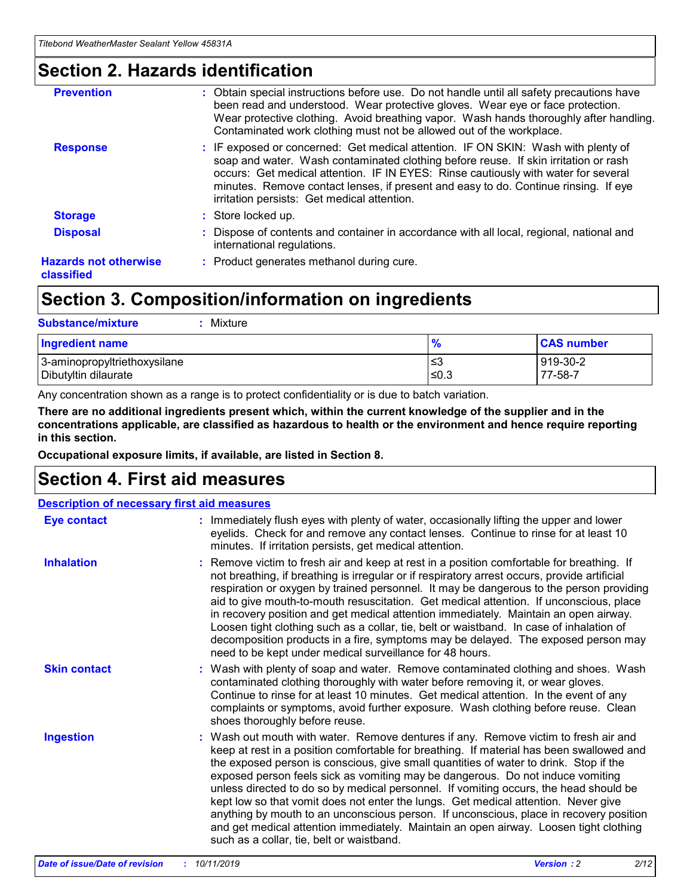## Section 2. Hazards identification

**Prevention** : Obtain special instructions before use. Do not handle until all safety precautions have been read and understood. Wear protective gloves. Wear eye or face protection. Wear protective clothing. Avoid breathing vapor. Wash hands thoroughly after handling. Contaminated work clothing must not be allowed out of the workplace.

**Response** : IF exposed or concerned: Get medical attention. IF ON SKIN: Wash with plenty of soap and water. Wash contaminated clothing before reuse. If skin irritation or rash occurs: Get medical attention. IF IN EYES: Rinse cautiously with water for several minutes. Remove contact lenses, if present and easy to do. Continue rinsing. If eye irritation persists: Get medical attention.

**Storage** : Store locked up.

**Disposal** : Dispose of contents and container in accordance with all local, regional, national and international regulations.

**Hazards not otherwise classified** : Product generates methanol during cure.

## Section 3. Composition/information on ingredients

**Substance/mixture** : Mixture

| Ingredient name | % | CAS number |
|---|---|---|
| 3-aminopropyltriethoxysilane | ≤3 | 919-30-2 |
| Dibutyltin dilaurate | ≤0.3 | 77-58-7 |

Any concentration shown as a range is to protect confidentiality or is due to batch variation.

**There are no additional ingredients present which, within the current knowledge of the supplier and in the concentrations applicable, are classified as hazardous to health or the environment and hence require reporting in this section.**

**Occupational exposure limits, if available, are listed in Section 8.**

## Section 4. First aid measures

**Description of necessary first aid measures**

**Eye contact** : Immediately flush eyes with plenty of water, occasionally lifting the upper and lower eyelids. Check for and remove any contact lenses. Continue to rinse for at least 10 minutes. If irritation persists, get medical attention.

**Inhalation** : Remove victim to fresh air and keep at rest in a position comfortable for breathing. If not breathing, if breathing is irregular or if respiratory arrest occurs, provide artificial respiration or oxygen by trained personnel. It may be dangerous to the person providing aid to give mouth-to-mouth resuscitation. Get medical attention. If unconscious, place in recovery position and get medical attention immediately. Maintain an open airway. Loosen tight clothing such as a collar, tie, belt or waistband. In case of inhalation of decomposition products in a fire, symptoms may be delayed. The exposed person may need to be kept under medical surveillance for 48 hours.

**Skin contact** : Wash with plenty of soap and water. Remove contaminated clothing and shoes. Wash contaminated clothing thoroughly with water before removing it, or wear gloves. Continue to rinse for at least 10 minutes. Get medical attention. In the event of any complaints or symptoms, avoid further exposure. Wash clothing before reuse. Clean shoes thoroughly before reuse.

**Ingestion** : Wash out mouth with water. Remove dentures if any. Remove victim to fresh air and keep at rest in a position comfortable for breathing. If material has been swallowed and the exposed person is conscious, give small quantities of water to drink. Stop if the exposed person feels sick as vomiting may be dangerous. Do not induce vomiting unless directed to do so by medical personnel. If vomiting occurs, the head should be kept low so that vomit does not enter the lungs. Get medical attention. Never give anything by mouth to an unconscious person. If unconscious, place in recovery position and get medical attention immediately. Maintain an open airway. Loosen tight clothing such as a collar, tie, belt or waistband.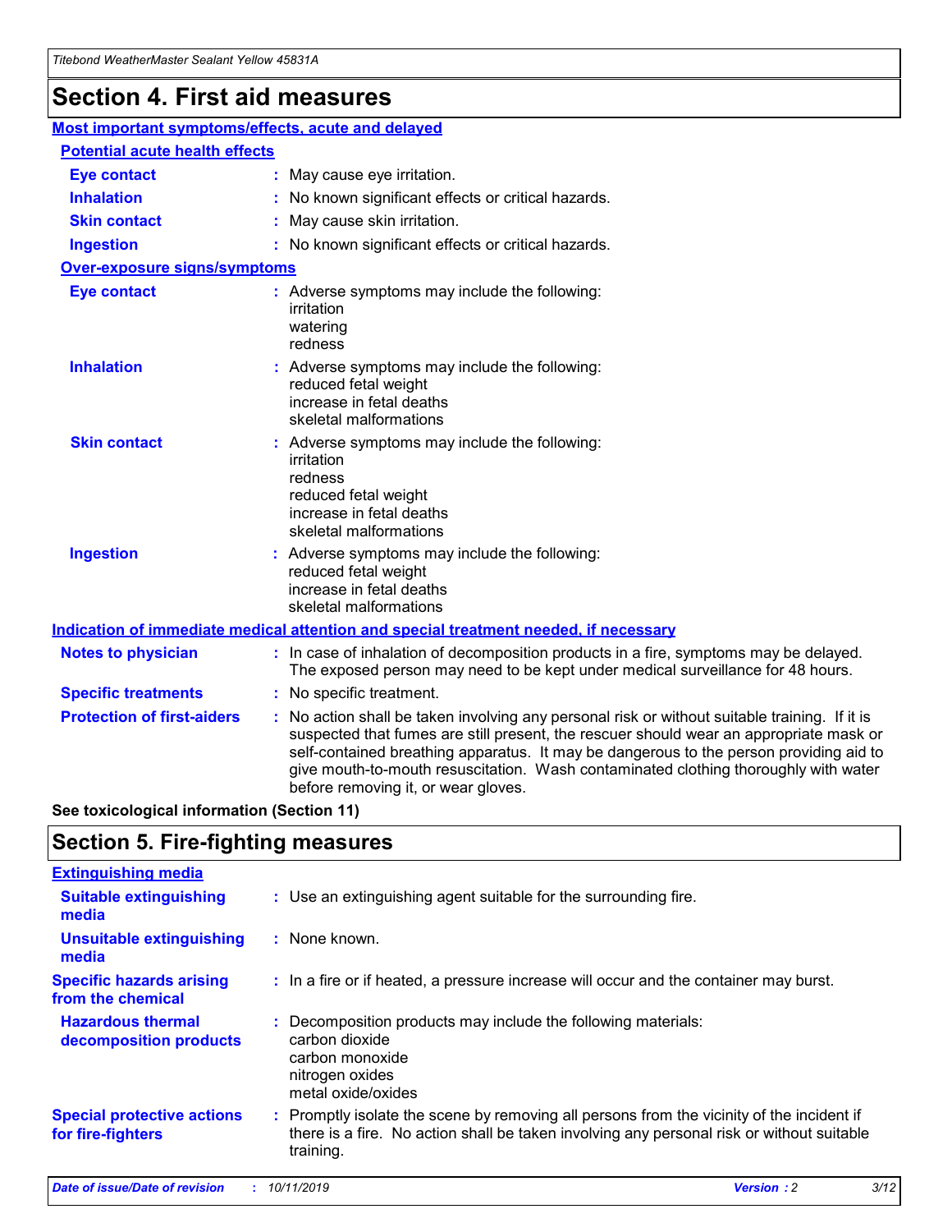# Section 4. First aid measures

## Most important symptoms/effects, acute and delayed

### Potential acute health effects

| | |
|---|---|
| **Eye contact** | : May cause eye irritation. |
| **Inhalation** | : No known significant effects or critical hazards. |
| **Skin contact** | : May cause skin irritation. |
| **Ingestion** | : No known significant effects or critical hazards. |

### Over-exposure signs/symptoms

| | |
|---|---|
| **Eye contact** | : Adverse symptoms may include the following: irritation watering redness |
| **Inhalation** | : Adverse symptoms may include the following: reduced fetal weight increase in fetal deaths skeletal malformations |
| **Skin contact** | : Adverse symptoms may include the following: irritation redness reduced fetal weight increase in fetal deaths skeletal malformations |
| **Ingestion** | : Adverse symptoms may include the following: reduced fetal weight increase in fetal deaths skeletal malformations |

## Indication of immediate medical attention and special treatment needed, if necessary

| | |
|---|---|
| **Notes to physician** | : In case of inhalation of decomposition products in a fire, symptoms may be delayed. The exposed person may need to be kept under medical surveillance for 48 hours. |
| **Specific treatments** | : No specific treatment. |
| **Protection of first-aiders** | : No action shall be taken involving any personal risk or without suitable training. If it is suspected that fumes are still present, the rescuer should wear an appropriate mask or self-contained breathing apparatus. It may be dangerous to the person providing aid to give mouth-to-mouth resuscitation. Wash contaminated clothing thoroughly with water before removing it, or wear gloves. |

**See toxicological information (Section 11)**

# Section 5. Fire-fighting measures

## Extinguishing media

| | |
|---|---|
| **Suitable extinguishing media** | : Use an extinguishing agent suitable for the surrounding fire. |
| **Unsuitable extinguishing media** | : None known. |
| **Specific hazards arising from the chemical** | : In a fire or if heated, a pressure increase will occur and the container may burst. |
| **Hazardous thermal decomposition products** | : Decomposition products may include the following materials: carbon dioxide carbon monoxide nitrogen oxides metal oxide/oxides |
| **Special protective actions for fire-fighters** | : Promptly isolate the scene by removing all persons from the vicinity of the incident if there is a fire. No action shall be taken involving any personal risk or without suitable training. |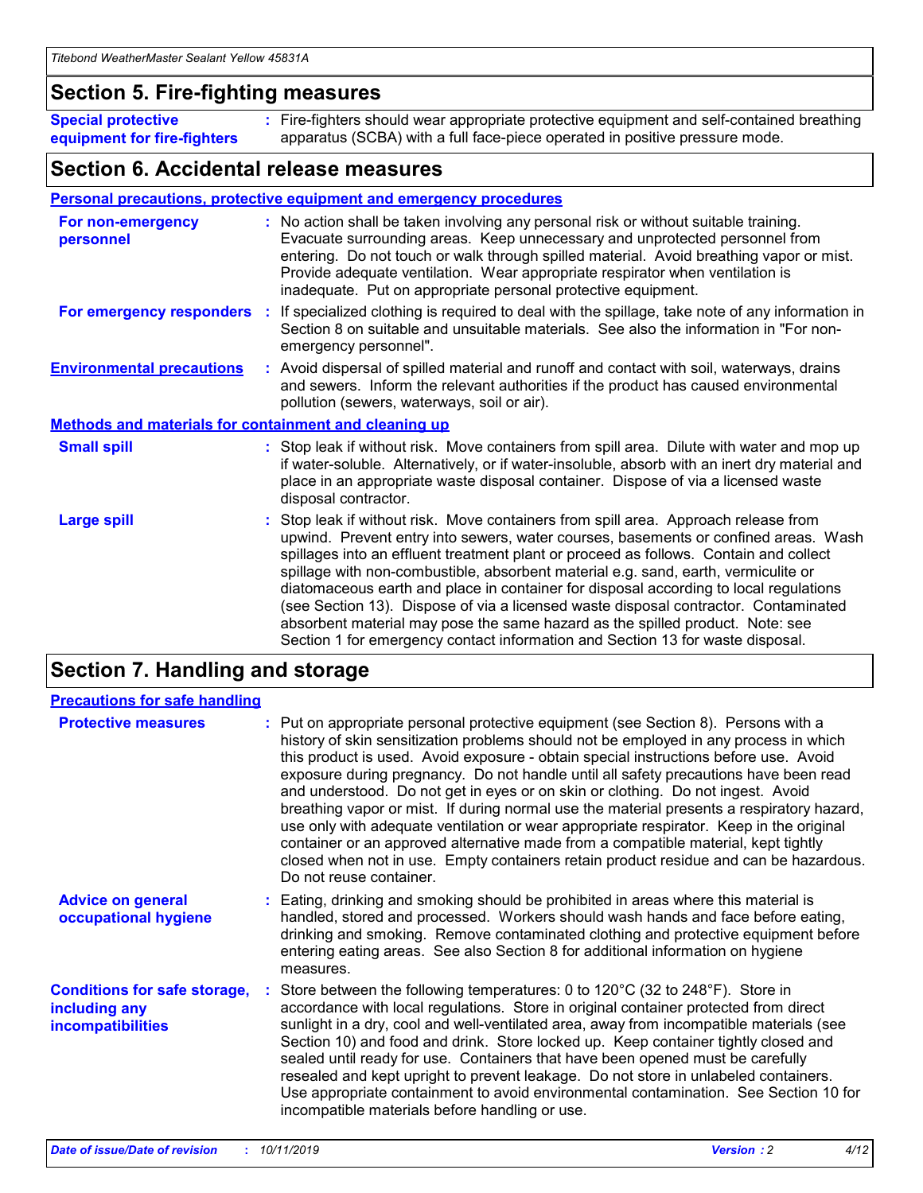## Section 5. Fire-fighting measures

**Special protective equipment for fire-fighters** : Fire-fighters should wear appropriate protective equipment and self-contained breathing apparatus (SCBA) with a full face-piece operated in positive pressure mode.

## Section 6. Accidental release measures

### Personal precautions, protective equipment and emergency procedures

**For non-emergency personnel** : No action shall be taken involving any personal risk or without suitable training. Evacuate surrounding areas. Keep unnecessary and unprotected personnel from entering. Do not touch or walk through spilled material. Avoid breathing vapor or mist. Provide adequate ventilation. Wear appropriate respirator when ventilation is inadequate. Put on appropriate personal protective equipment.

**For emergency responders** : If specialized clothing is required to deal with the spillage, take note of any information in Section 8 on suitable and unsuitable materials. See also the information in "For non-emergency personnel".

**Environmental precautions** : Avoid dispersal of spilled material and runoff and contact with soil, waterways, drains and sewers. Inform the relevant authorities if the product has caused environmental pollution (sewers, waterways, soil or air).

### Methods and materials for containment and cleaning up

**Small spill** : Stop leak if without risk. Move containers from spill area. Dilute with water and mop up if water-soluble. Alternatively, or if water-insoluble, absorb with an inert dry material and place in an appropriate waste disposal container. Dispose of via a licensed waste disposal contractor.

**Large spill** : Stop leak if without risk. Move containers from spill area. Approach release from upwind. Prevent entry into sewers, water courses, basements or confined areas. Wash spillages into an effluent treatment plant or proceed as follows. Contain and collect spillage with non-combustible, absorbent material e.g. sand, earth, vermiculite or diatomaceous earth and place in container for disposal according to local regulations (see Section 13). Dispose of via a licensed waste disposal contractor. Contaminated absorbent material may pose the same hazard as the spilled product. Note: see Section 1 for emergency contact information and Section 13 for waste disposal.

## Section 7. Handling and storage

### Precautions for safe handling

**Protective measures** : Put on appropriate personal protective equipment (see Section 8). Persons with a history of skin sensitization problems should not be employed in any process in which this product is used. Avoid exposure - obtain special instructions before use. Avoid exposure during pregnancy. Do not handle until all safety precautions have been read and understood. Do not get in eyes or on skin or clothing. Do not ingest. Avoid breathing vapor or mist. If during normal use the material presents a respiratory hazard, use only with adequate ventilation or wear appropriate respirator. Keep in the original container or an approved alternative made from a compatible material, kept tightly closed when not in use. Empty containers retain product residue and can be hazardous. Do not reuse container.

**Advice on general occupational hygiene** : Eating, drinking and smoking should be prohibited in areas where this material is handled, stored and processed. Workers should wash hands and face before eating, drinking and smoking. Remove contaminated clothing and protective equipment before entering eating areas. See also Section 8 for additional information on hygiene measures.

**Conditions for safe storage, including any incompatibilities** : Store between the following temperatures: 0 to 120°C (32 to 248°F). Store in accordance with local regulations. Store in original container protected from direct sunlight in a dry, cool and well-ventilated area, away from incompatible materials (see Section 10) and food and drink. Store locked up. Keep container tightly closed and sealed until ready for use. Containers that have been opened must be carefully resealed and kept upright to prevent leakage. Do not store in unlabeled containers. Use appropriate containment to avoid environmental contamination. See Section 10 for incompatible materials before handling or use.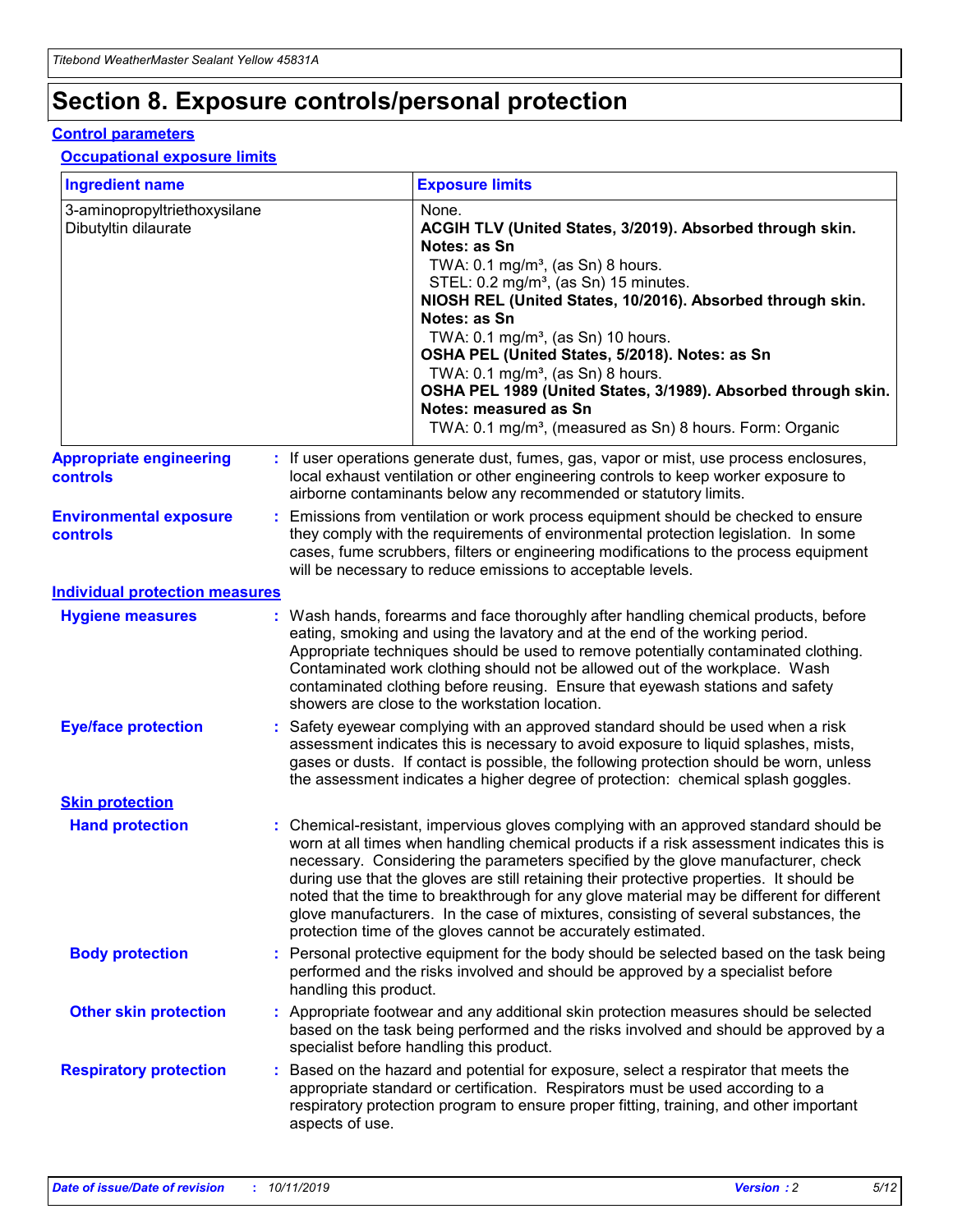# Section 8. Exposure controls/personal protection

## Control parameters

### Occupational exposure limits

| Ingredient name | Exposure limits |
|---|---|
| 3-aminopropyltriethoxysilane<br>Dibutyltin dilaurate | None.<br>**ACGIH TLV (United States, 3/2019). Absorbed through skin. Notes: as Sn**<br>TWA: 0.1 mg/m³, (as Sn) 8 hours.<br>STEL: 0.2 mg/m³, (as Sn) 15 minutes.<br>**NIOSH REL (United States, 10/2016). Absorbed through skin. Notes: as Sn**<br>TWA: 0.1 mg/m³, (as Sn) 10 hours.<br>**OSHA PEL (United States, 5/2018). Notes: as Sn**<br>TWA: 0.1 mg/m³, (as Sn) 8 hours.<br>**OSHA PEL 1989 (United States, 3/1989). Absorbed through skin. Notes: measured as Sn**<br>TWA: 0.1 mg/m³, (measured as Sn) 8 hours. Form: Organic |

**Appropriate engineering controls** : If user operations generate dust, fumes, gas, vapor or mist, use process enclosures, local exhaust ventilation or other engineering controls to keep worker exposure to airborne contaminants below any recommended or statutory limits.

**Environmental exposure controls** : Emissions from ventilation or work process equipment should be checked to ensure they comply with the requirements of environmental protection legislation. In some cases, fume scrubbers, filters or engineering modifications to the process equipment will be necessary to reduce emissions to acceptable levels.

## Individual protection measures

**Hygiene measures** : Wash hands, forearms and face thoroughly after handling chemical products, before eating, smoking and using the lavatory and at the end of the working period. Appropriate techniques should be used to remove potentially contaminated clothing. Contaminated work clothing should not be allowed out of the workplace. Wash contaminated clothing before reusing. Ensure that eyewash stations and safety showers are close to the workstation location.

**Eye/face protection** : Safety eyewear complying with an approved standard should be used when a risk assessment indicates this is necessary to avoid exposure to liquid splashes, mists, gases or dusts. If contact is possible, the following protection should be worn, unless the assessment indicates a higher degree of protection: chemical splash goggles.

### Skin protection

**Hand protection** : Chemical-resistant, impervious gloves complying with an approved standard should be worn at all times when handling chemical products if a risk assessment indicates this is necessary. Considering the parameters specified by the glove manufacturer, check during use that the gloves are still retaining their protective properties. It should be noted that the time to breakthrough for any glove material may be different for different glove manufacturers. In the case of mixtures, consisting of several substances, the protection time of the gloves cannot be accurately estimated.

**Body protection** : Personal protective equipment for the body should be selected based on the task being performed and the risks involved and should be approved by a specialist before handling this product.

**Other skin protection** : Appropriate footwear and any additional skin protection measures should be selected based on the task being performed and the risks involved and should be approved by a specialist before handling this product.

**Respiratory protection** : Based on the hazard and potential for exposure, select a respirator that meets the appropriate standard or certification. Respirators must be used according to a respiratory protection program to ensure proper fitting, training, and other important aspects of use.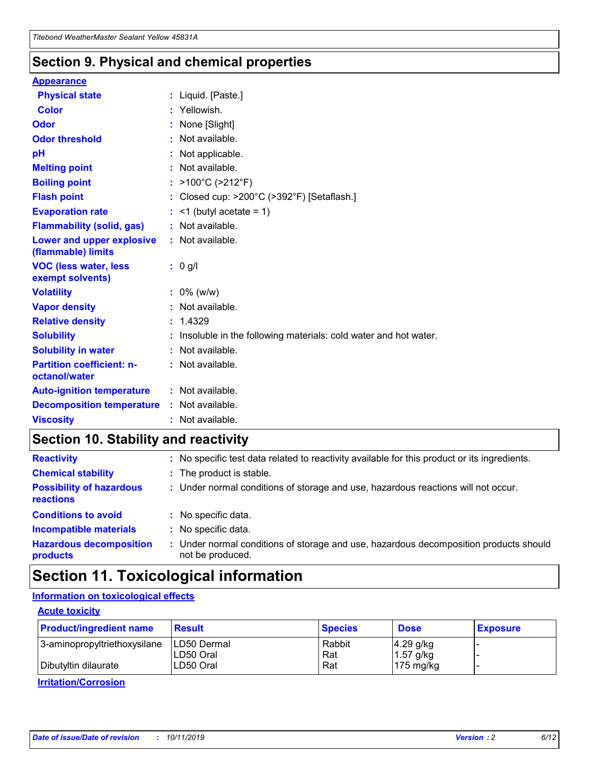## Section 9. Physical and chemical properties

### Appearance

| | |
|---|---|
| **Physical state** | : Liquid. [Paste.] |
| **Color** | : Yellowish. |
| **Odor** | : None [Slight] |
| **Odor threshold** | : Not available. |
| **pH** | : Not applicable. |
| **Melting point** | : Not available. |
| **Boiling point** | : >100°C (>212°F) |
| **Flash point** | : Closed cup: >200°C (>392°F) [Setaflash.] |
| **Evaporation rate** | : <1 (butyl acetate = 1) |
| **Flammability (solid, gas)** | : Not available. |
| **Lower and upper explosive (flammable) limits** | : Not available. |
| **VOC (less water, less exempt solvents)** | : 0 g/l |
| **Volatility** | : 0% (w/w) |
| **Vapor density** | : Not available. |
| **Relative density** | : 1.4329 |
| **Solubility** | : Insoluble in the following materials: cold water and hot water. |
| **Solubility in water** | : Not available. |
| **Partition coefficient: n-octanol/water** | : Not available. |
| **Auto-ignition temperature** | : Not available. |
| **Decomposition temperature** | : Not available. |
| **Viscosity** | : Not available. |

## Section 10. Stability and reactivity

| | |
|---|---|
| **Reactivity** | : No specific test data related to reactivity available for this product or its ingredients. |
| **Chemical stability** | : The product is stable. |
| **Possibility of hazardous reactions** | : Under normal conditions of storage and use, hazardous reactions will not occur. |
| **Conditions to avoid** | : No specific data. |
| **Incompatible materials** | : No specific data. |
| **Hazardous decomposition products** | : Under normal conditions of storage and use, hazardous decomposition products should not be produced. |

## Section 11. Toxicological information

### Information on toxicological effects

#### Acute toxicity

| Product/ingredient name | Result | Species | Dose | Exposure |
|---|---|---|---|---|
| 3-aminopropyltriethoxysilane | LD50 Dermal | Rabbit | 4.29 g/kg | - |
| | LD50 Oral | Rat | 1.57 g/kg | - |
| Dibutyltin dilaurate | LD50 Oral | Rat | 175 mg/kg | - |

#### Irritation/Corrosion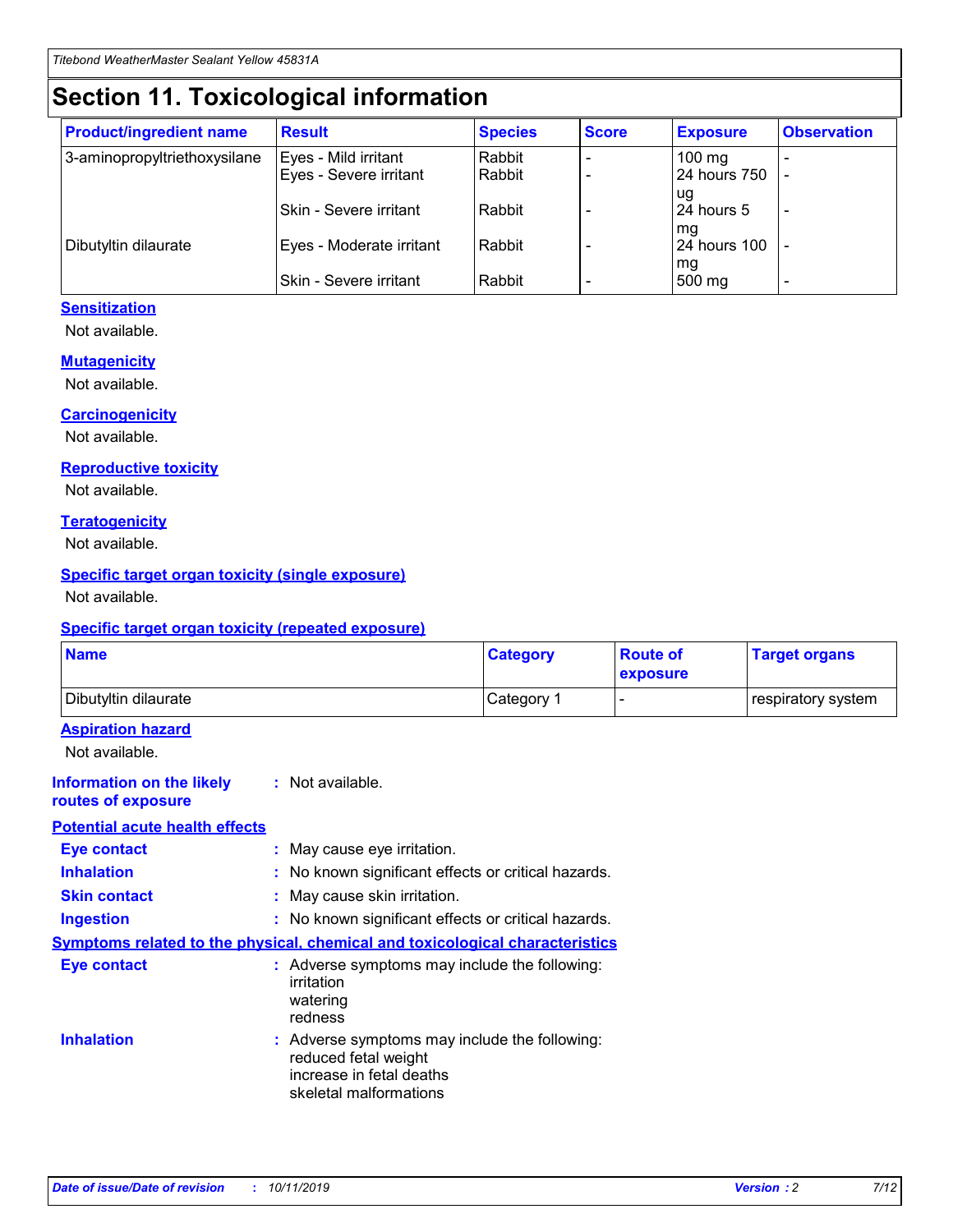# Section 11. Toxicological information

| Product/ingredient name | Result | Species | Score | Exposure | Observation |
| --- | --- | --- | --- | --- | --- |
| 3-aminopropyltriethoxysilane | Eyes - Mild irritant | Rabbit | - | 100 mg | - |
| | Eyes - Severe irritant | Rabbit | - | 24 hours 750 ug | - |
| | Skin - Severe irritant | Rabbit | - | 24 hours 5 mg | - |
| Dibutyltin dilaurate | Eyes - Moderate irritant | Rabbit | - | 24 hours 100 mg | - |
| | Skin - Severe irritant | Rabbit | - | 500 mg | - |

### Sensitization

Not available.

### Mutagenicity

Not available.

### Carcinogenicity

Not available.

### Reproductive toxicity

Not available.

### Teratogenicity

Not available.

### Specific target organ toxicity (single exposure)

Not available.

### Specific target organ toxicity (repeated exposure)

| Name | Category | Route of exposure | Target organs |
| --- | --- | --- | --- |
| Dibutyltin dilaurate | Category 1 | - | respiratory system |

### Aspiration hazard

Not available.

**Information on the likely routes of exposure** : Not available.

### Potential acute health effects

**Eye contact** : May cause eye irritation.

**Inhalation** : No known significant effects or critical hazards.

**Skin contact** : May cause skin irritation.

**Ingestion** : No known significant effects or critical hazards.

### Symptoms related to the physical, chemical and toxicological characteristics

**Eye contact** : Adverse symptoms may include the following:
irritation
watering
redness

**Inhalation** : Adverse symptoms may include the following:
reduced fetal weight
increase in fetal deaths
skeletal malformations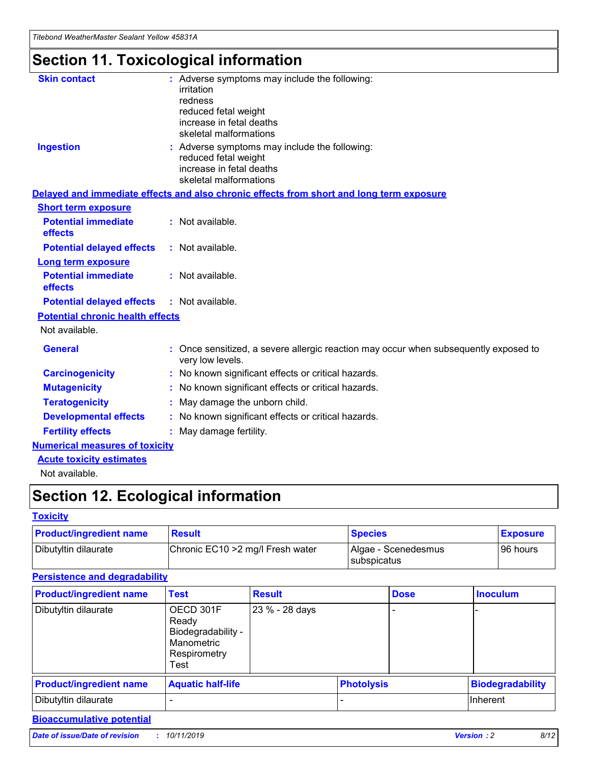# Section 11. Toxicological information

**Skin contact** : Adverse symptoms may include the following:
irritation
redness
reduced fetal weight
increase in fetal deaths
skeletal malformations

**Ingestion** : Adverse symptoms may include the following:
reduced fetal weight
increase in fetal deaths
skeletal malformations

**Delayed and immediate effects and also chronic effects from short and long term exposure**

**Short term exposure**

**Potential immediate effects** : Not available.

**Potential delayed effects** : Not available.

**Long term exposure**

**Potential immediate effects** : Not available.

**Potential delayed effects** : Not available.

**Potential chronic health effects**

Not available.

**General** : Once sensitized, a severe allergic reaction may occur when subsequently exposed to very low levels.

**Carcinogenicity** : No known significant effects or critical hazards.

**Mutagenicity** : No known significant effects or critical hazards.

**Teratogenicity** : May damage the unborn child.

**Developmental effects** : No known significant effects or critical hazards.

**Fertility effects** : May damage fertility.

**Numerical measures of toxicity**

**Acute toxicity estimates**

Not available.

# Section 12. Ecological information

**Toxicity**

| Product/ingredient name | Result | Species | Exposure |
|---|---|---|---|
| Dibutyltin dilaurate | Chronic EC10 >2 mg/l Fresh water | Algae - Scenedesmus subspicatus | 96 hours |

**Persistence and degradability**

| Product/ingredient name | Test | Result | Dose | Inoculum |
|---|---|---|---|---|
| Dibutyltin dilaurate | OECD 301F Ready Biodegradability - Manometric Respirometry Test | 23 % - 28 days | - | - |

| Product/ingredient name | Aquatic half-life | Photolysis | Biodegradability |
|---|---|---|---|
| Dibutyltin dilaurate | - | - | Inherent |

**Bioaccumulative potential**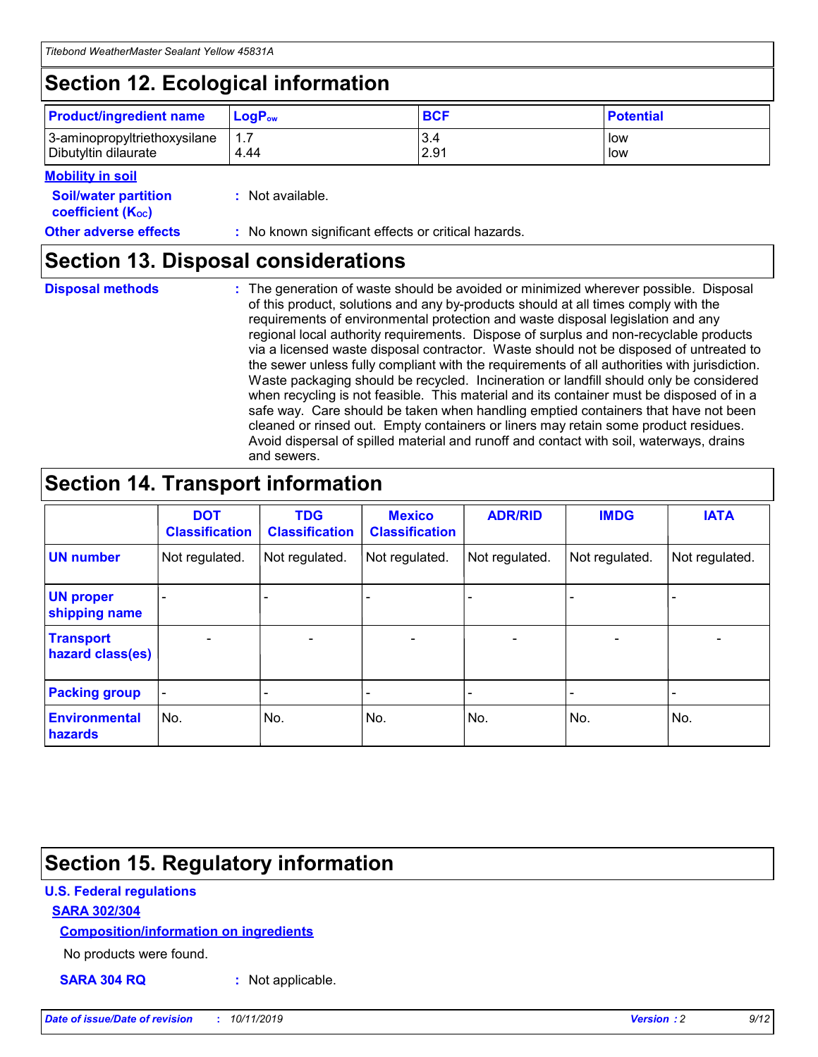## Section 12. Ecological information

| Product/ingredient name | $LogP_{ow}$ | BCF | Potential |
|---|---|---|---|
| 3-aminopropyltriethoxysilane | 1.7 | 3.4 | low |
| Dibutyltin dilaurate | 4.44 | 2.91 | low |

**Mobility in soil**

**Soil/water partition coefficient ($K_{OC}$)** : Not available.

**Other adverse effects** : No known significant effects or critical hazards.

## Section 13. Disposal considerations

**Disposal methods** : The generation of waste should be avoided or minimized wherever possible. Disposal of this product, solutions and any by-products should at all times comply with the requirements of environmental protection and waste disposal legislation and any regional local authority requirements. Dispose of surplus and non-recyclable products via a licensed waste disposal contractor. Waste should not be disposed of untreated to the sewer unless fully compliant with the requirements of all authorities with jurisdiction. Waste packaging should be recycled. Incineration or landfill should only be considered when recycling is not feasible. This material and its container must be disposed of in a safe way. Care should be taken when handling emptied containers that have not been cleaned or rinsed out. Empty containers or liners may retain some product residues. Avoid dispersal of spilled material and runoff and contact with soil, waterways, drains and sewers.

## Section 14. Transport information

| | DOT Classification | TDG Classification | Mexico Classification | ADR/RID | IMDG | IATA |
|---|---|---|---|---|---|---|
| UN number | Not regulated. | Not regulated. | Not regulated. | Not regulated. | Not regulated. | Not regulated. |
| UN proper shipping name | - | - | - | - | - | - |
| Transport hazard class(es) | - | - | - | - | - | - |
| Packing group | - | - | - | - | - | - |
| Environmental hazards | No. | No. | No. | No. | No. | No. |

## Section 15. Regulatory information

**U.S. Federal regulations**

**SARA 302/304**

**Composition/information on ingredients**

No products were found.

**SARA 304 RQ** : Not applicable.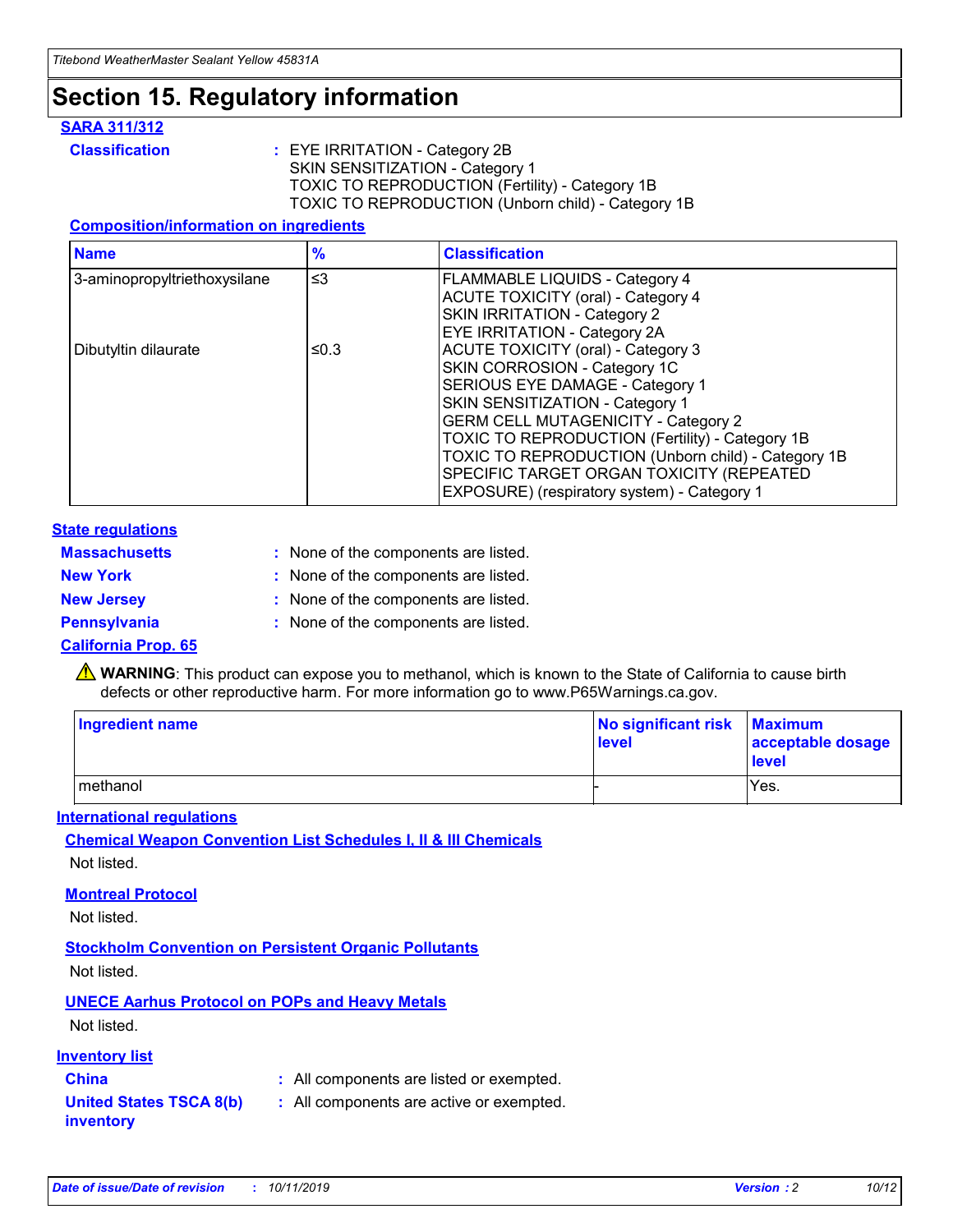# Section 15. Regulatory information

### SARA 311/312

**Classification** : EYE IRRITATION - Category 2B
SKIN SENSITIZATION - Category 1
TOXIC TO REPRODUCTION (Fertility) - Category 1B
TOXIC TO REPRODUCTION (Unborn child) - Category 1B

#### Composition/information on ingredients

| Name | % | Classification |
|---|---|---|
| 3-aminopropyltriethoxysilane | ≤3 | FLAMMABLE LIQUIDS - Category 4<br>ACUTE TOXICITY (oral) - Category 4<br>SKIN IRRITATION - Category 2<br>EYE IRRITATION - Category 2A |
| Dibutyltin dilaurate | ≤0.3 | ACUTE TOXICITY (oral) - Category 3<br>SKIN CORROSION - Category 1C<br>SERIOUS EYE DAMAGE - Category 1<br>SKIN SENSITIZATION - Category 1<br>GERM CELL MUTAGENICITY - Category 2<br>TOXIC TO REPRODUCTION (Fertility) - Category 1B<br>TOXIC TO REPRODUCTION (Unborn child) - Category 1B<br>SPECIFIC TARGET ORGAN TOXICITY (REPEATED EXPOSURE) (respiratory system) - Category 1 |

### State regulations

**Massachusetts** : None of the components are listed.
**New York** : None of the components are listed.
**New Jersey** : None of the components are listed.
**Pennsylvania** : None of the components are listed.

### California Prop. 65

⚠ **WARNING**: This product can expose you to methanol, which is known to the State of California to cause birth defects or other reproductive harm. For more information go to www.P65Warnings.ca.gov.

| Ingredient name | No significant risk level | Maximum acceptable dosage level |
|---|---|---|
| methanol | - | Yes. |

### International regulations

#### Chemical Weapon Convention List Schedules I, II & III Chemicals

Not listed.

#### Montreal Protocol

Not listed.

#### Stockholm Convention on Persistent Organic Pollutants

Not listed.

#### UNECE Aarhus Protocol on POPs and Heavy Metals

Not listed.

### Inventory list

**China** : All components are listed or exempted.
**United States TSCA 8(b) inventory** : All components are active or exempted.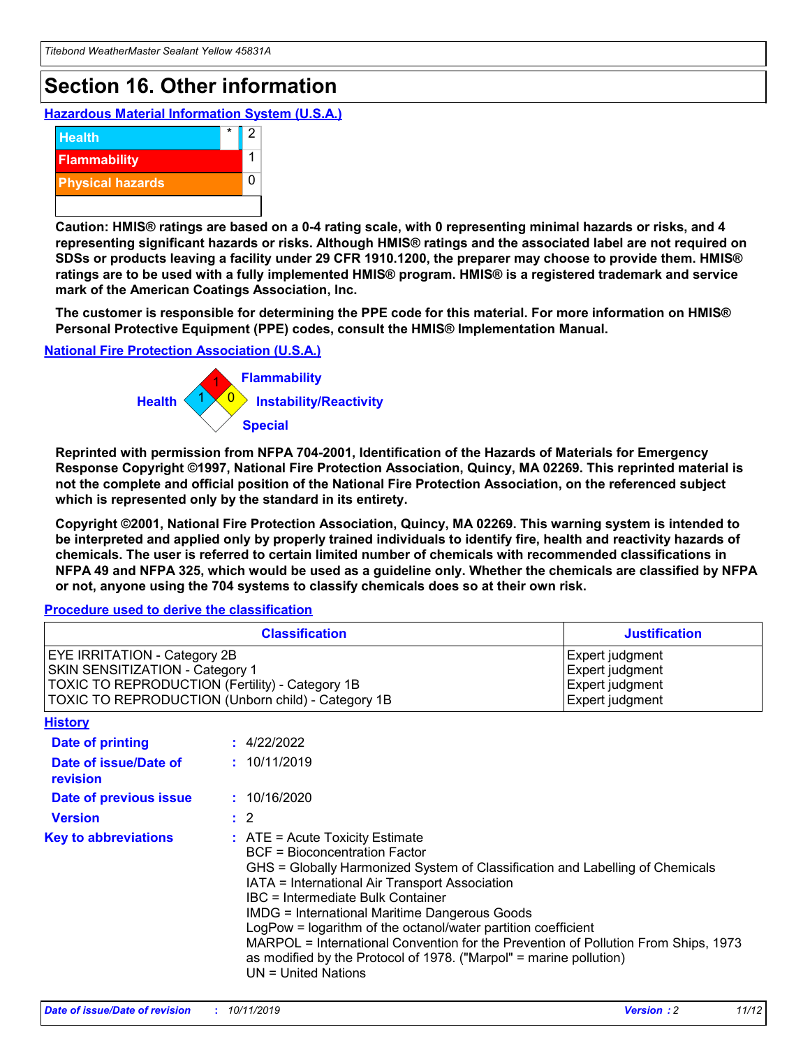# Section 16. Other information

**Hazardous Material Information System (U.S.A.)**

| | | |
|---|---|---|
| Health | * | 2 |
| Flammability | | 1 |
| Physical hazards | | 0 |

**Caution: HMIS® ratings are based on a 0-4 rating scale, with 0 representing minimal hazards or risks, and 4 representing significant hazards or risks. Although HMIS® ratings and the associated label are not required on SDSs or products leaving a facility under 29 CFR 1910.1200, the preparer may choose to provide them. HMIS® ratings are to be used with a fully implemented HMIS® program. HMIS® is a registered trademark and service mark of the American Coatings Association, Inc.**

**The customer is responsible for determining the PPE code for this material. For more information on HMIS® Personal Protective Equipment (PPE) codes, consult the HMIS® Implementation Manual.**

**National Fire Protection Association (U.S.A.)**

Health: 1
Flammability: 1
Instability/Reactivity: 0
Special:

**Reprinted with permission from NFPA 704-2001, Identification of the Hazards of Materials for Emergency Response Copyright ©1997, National Fire Protection Association, Quincy, MA 02269. This reprinted material is not the complete and official position of the National Fire Protection Association, on the referenced subject which is represented only by the standard in its entirety.**

**Copyright ©2001, National Fire Protection Association, Quincy, MA 02269. This warning system is intended to be interpreted and applied only by properly trained individuals to identify fire, health and reactivity hazards of chemicals. The user is referred to certain limited number of chemicals with recommended classifications in NFPA 49 and NFPA 325, which would be used as a guideline only. Whether the chemicals are classified by NFPA or not, anyone using the 704 systems to classify chemicals does so at their own risk.**

**Procedure used to derive the classification**

| Classification | Justification |
|---|---|
| EYE IRRITATION - Category 2B | Expert judgment |
| SKIN SENSITIZATION - Category 1 | Expert judgment |
| TOXIC TO REPRODUCTION (Fertility) - Category 1B | Expert judgment |
| TOXIC TO REPRODUCTION (Unborn child) - Category 1B | Expert judgment |

**History**

**Date of printing** : 4/22/2022

**Date of issue/Date of revision** : 10/11/2019

**Date of previous issue** : 10/16/2020

**Version** : 2

**Key to abbreviations** : ATE = Acute Toxicity Estimate
BCF = Bioconcentration Factor
GHS = Globally Harmonized System of Classification and Labelling of Chemicals
IATA = International Air Transport Association
IBC = Intermediate Bulk Container
IMDG = International Maritime Dangerous Goods
LogPow = logarithm of the octanol/water partition coefficient
MARPOL = International Convention for the Prevention of Pollution From Ships, 1973 as modified by the Protocol of 1978. ("Marpol" = marine pollution)
UN = United Nations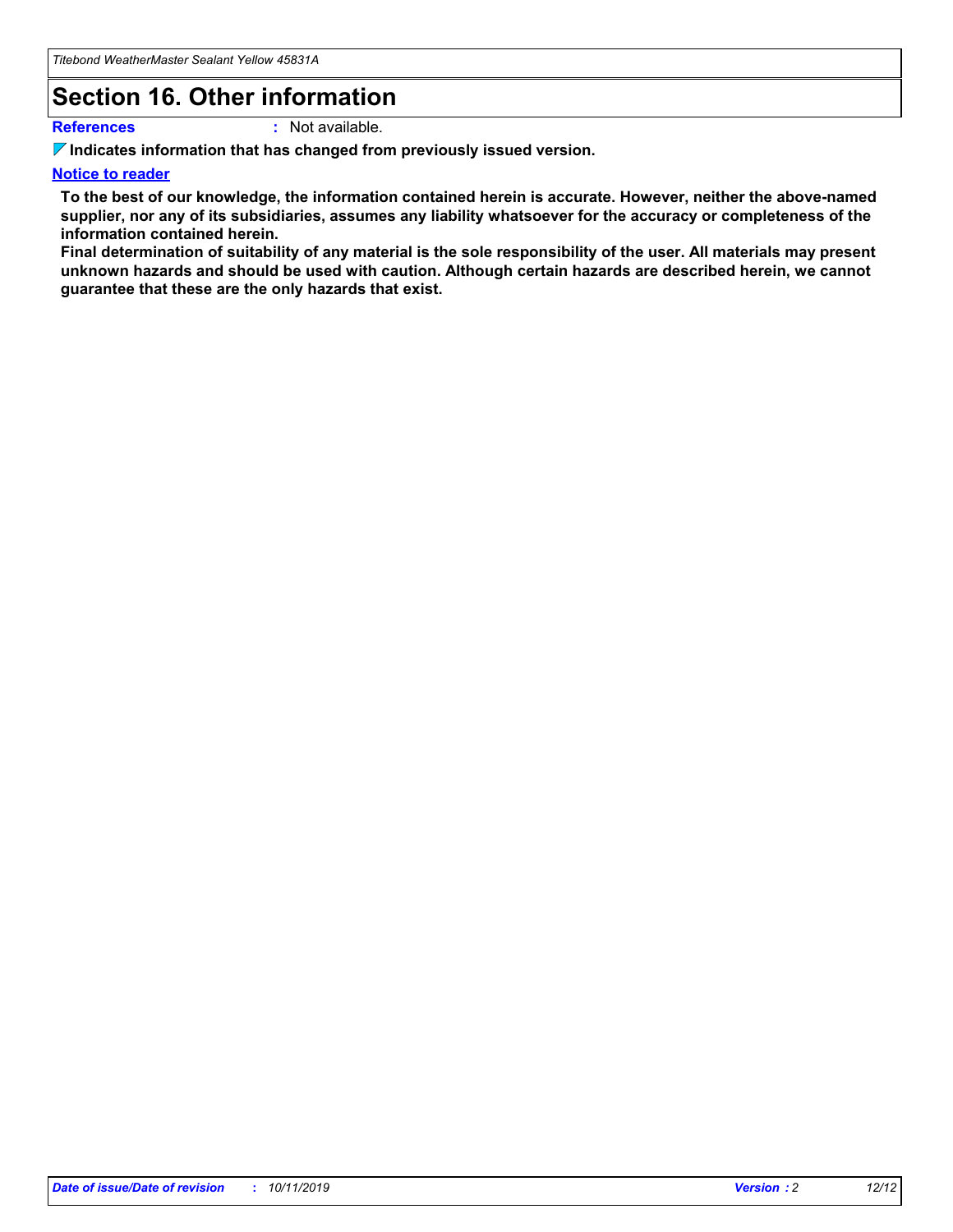## Section 16. Other information

**References** : Not available.

**Indicates information that has changed from previously issued version.**

**Notice to reader**

**To the best of our knowledge, the information contained herein is accurate. However, neither the above-named supplier, nor any of its subsidiaries, assumes any liability whatsoever for the accuracy or completeness of the information contained herein.**

**Final determination of suitability of any material is the sole responsibility of the user. All materials may present unknown hazards and should be used with caution. Although certain hazards are described herein, we cannot guarantee that these are the only hazards that exist.**